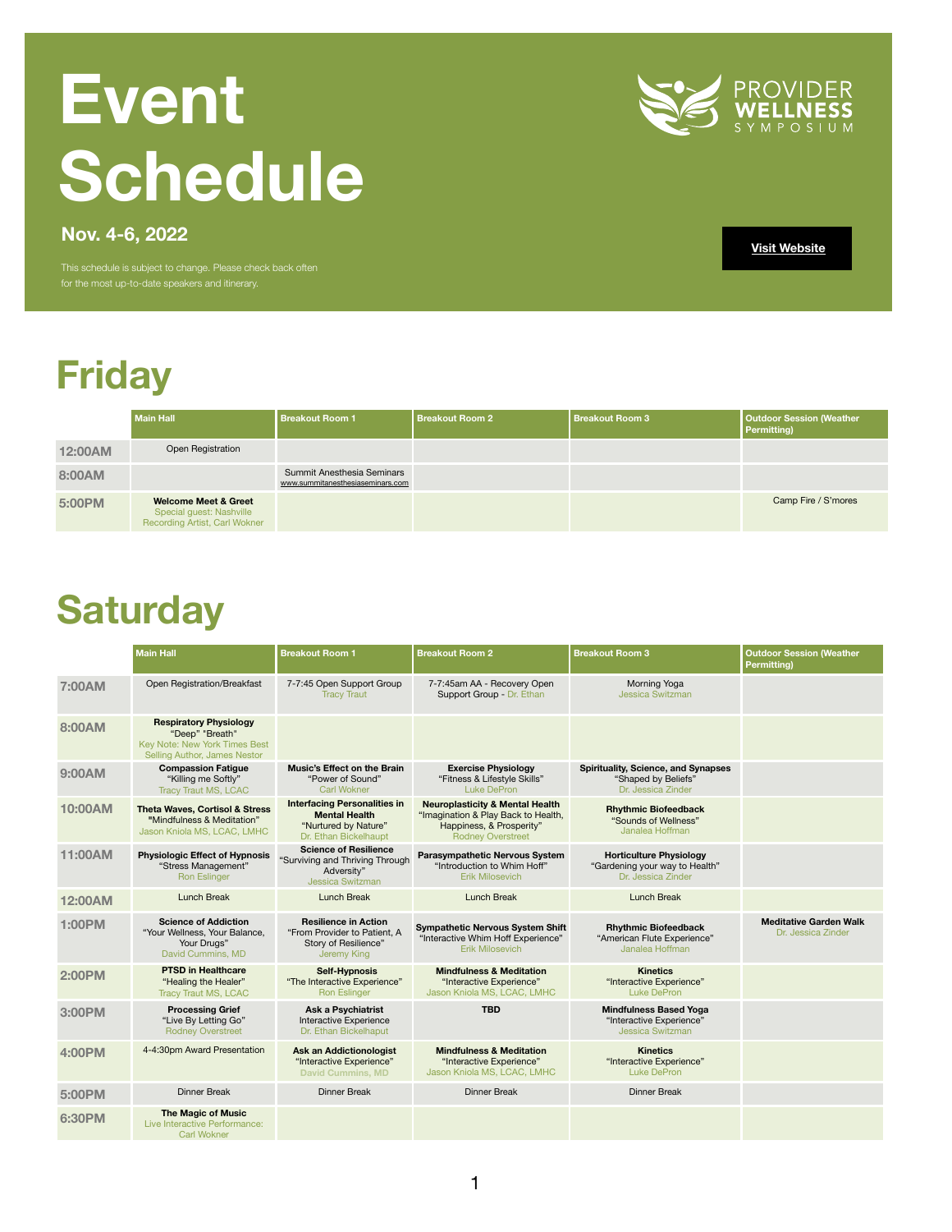# Event Schedule

**Nov. 4-6, 2022**

This schedule is subject to change. Please check back often for the most up-to-date speakers and itinerary.

PROVIDER WELLNESS SYMPOSIUM

**Visit Website**

## Friday

| | Main Hall | Breakout Room 1 | Breakout Room 2 | Breakout Room 3 | Outdoor Session (Weather Permitting) |
|---|---|---|---|---|---|
| 12:00AM | Open Registration | | | | |
| 8:00AM | | Summit Anesthesia Seminars www.summitanesthesiaseminars.com | | | |
| 5:00PM | **Welcome Meet & Greet** Special guest: Nashville Recording Artist, Carl Wokner | | | | Camp Fire / S'mores |

## Saturday

| | Main Hall | Breakout Room 1 | Breakout Room 2 | Breakout Room 3 | Outdoor Session (Weather Permitting) |
|---|---|---|---|---|---|
| 7:00AM | Open Registration/Breakfast | 7-7:45 Open Support Group Tracy Traut | 7-7:45am AA - Recovery Open Support Group - Dr. Ethan | Morning Yoga Jessica Switzman | |
| 8:00AM | **Respiratory Physiology** "Deep" "Breath" Key Note: New York Times Best Selling Author, James Nestor | | | | |
| 9:00AM | **Compassion Fatigue** "Killing me Softly" Tracy Traut MS, LCAC | **Music's Effect on the Brain** "Power of Sound" Carl Wokner | **Exercise Physiology** "Fitness & Lifestyle Skills" Luke DePron | **Spirituality, Science, and Synapses** "Shaped by Beliefs" Dr. Jessica Zinder | |
| 10:00AM | **Theta Waves, Cortisol & Stress** "Mindfulness & Meditation" Jason Kniola MS, LCAC, LMHC | **Interfacing Personalities in Mental Health** "Nurtured by Nature" Dr. Ethan Bickelhaupt | **Neuroplasticity & Mental Health** "Imagination & Play Back to Health, Happiness, & Prosperity" Rodney Overstreet | **Rhythmic Biofeedback** "Sounds of Wellness" Janalea Hoffman | |
| 11:00AM | **Physiologic Effect of Hypnosis** "Stress Management" Ron Eslinger | **Science of Resilience** "Surviving and Thriving Through Adversity" Jessica Switzman | **Parasympathetic Nervous System** "Introduction to Whim Hoff" Erik Milosevich | **Horticulture Physiology** "Gardening your way to Health" Dr. Jessica Zinder | |
| 12:00AM | Lunch Break | Lunch Break | Lunch Break | Lunch Break | |
| 1:00PM | **Science of Addiction** "Your Wellness, Your Balance, Your Drugs" David Cummins, MD | **Resilience in Action** "From Provider to Patient, A Story of Resilience" Jeremy King | **Sympathetic Nervous System Shift** "Interactive Whim Hoff Experience" Erik Milosevich | **Rhythmic Biofeedback** "American Flute Experience" Janalea Hoffman | **Meditative Garden Walk** Dr. Jessica Zinder |
| 2:00PM | **PTSD in Healthcare** "Healing the Healer" Tracy Traut MS, LCAC | **Self-Hypnosis** "The Interactive Experience" Ron Eslinger | **Mindfulness & Meditation** "Interactive Experience" Jason Kniola MS, LCAC, LMHC | **Kinetics** "Interactive Experience" Luke DePron | |
| 3:00PM | **Processing Grief** "Live By Letting Go" Rodney Overstreet | **Ask a Psychiatrist** Interactive Experience Dr. Ethan Bickelhaput | **TBD** | **Mindfulness Based Yoga** "Interactive Experience" Jessica Switzman | |
| 4:00PM | 4-4:30pm Award Presentation | **Ask an Addictionologist** "Interactive Experience" David Cummins, MD | **Mindfulness & Meditation** "Interactive Experience" Jason Kniola MS, LCAC, LMHC | **Kinetics** "Interactive Experience" Luke DePron | |
| 5:00PM | Dinner Break | Dinner Break | Dinner Break | Dinner Break | |
| 6:30PM | **The Magic of Music** Live Interactive Performance: Carl Wokner | | | | |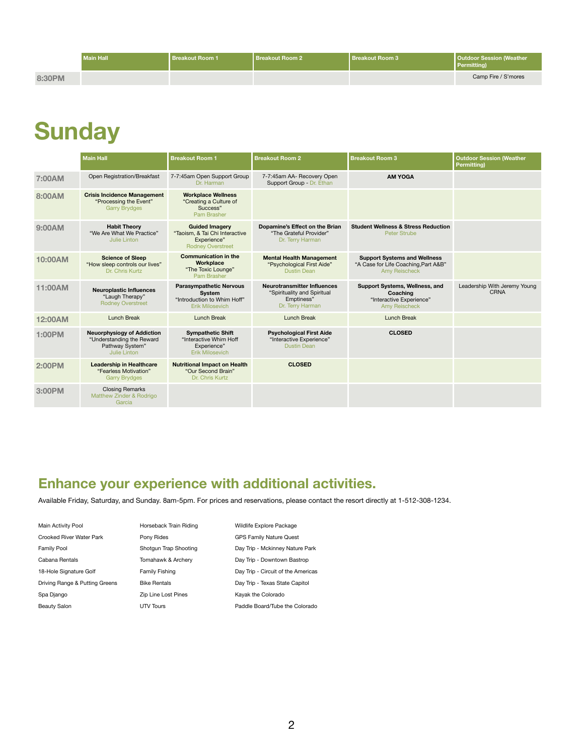| | Main Hall | Breakout Room 1 | Breakout Room 2 | Breakout Room 3 | Outdoor Session (Weather Permitting) |
|---|---|---|---|---|---|
| 8:30PM | | | | | Camp Fire / S'mores |

# Sunday

| | Main Hall | Breakout Room 1 | Breakout Room 2 | Breakout Room 3 | Outdoor Session (Weather Permitting) |
|---|---|---|---|---|---|
| 7:00AM | Open Registration/Breakfast | 7-7:45am Open Support Group Dr. Harman | 7-7:45am AA- Recovery Open Support Group - Dr. Ethan | **AM YOGA** | |
| 8:00AM | **Crisis Incidence Management** "Processing the Event" Garry Brydges | **Workplace Wellness** "Creating a Culture of Success" Pam Brasher | | | |
| 9:00AM | **Habit Theory** "We Are What We Practice" Julie Linton | **Guided Imagery** "Taoism, & Tai Chi Interactive Experience" Rodney Overstreet | **Dopamine's Effect on the Brian** "The Grateful Provider" Dr. Terry Harman | **Student Wellness & Stress Reduction** Peter Strube | |
| 10:00AM | **Science of Sleep** "How sleep controls our lives" Dr. Chris Kurtz | **Communication in the Workplace** "The Toxic Lounge" Pam Brasher | **Mental Health Management** "Psychological First Aide" Dustin Dean | **Support Systems and Wellness** "A Case for Life Coaching,Part A&B" Amy Reischeck | |
| 11:00AM | **Neuroplastic Influences** "Laugh Therapy" Rodney Overstreet | **Parasympathetic Nervous System** "Introduction to Whim Hoff" Erik Milosevich | **Neurotransmitter Influences** "Spirituality and Spiritual Emptiness" Dr. Terry Harman | **Support Systems, Wellness, and Coaching** "Interactive Experience" Amy Reischeck | Leadership With Jeremy Young CRNA |
| 12:00AM | Lunch Break | Lunch Break | Lunch Break | Lunch Break | |
| 1:00PM | **Neuorphysiology of Addiction** "Understanding the Reward Pathway System" Julie Linton | **Sympathetic Shift** "Interactive Whim Hoff Experience" Erik Milosevich | **Psychological First Aide** "Interactive Experience" Dustin Dean | **CLOSED** | |
| 2:00PM | **Leadership in Healthcare** "Fearless Motivation" Garry Brydges | **Nutritional Impact on Health** "Our Second Brain" Dr. Chris Kurtz | **CLOSED** | | |
| 3:00PM | Closing Remarks Matthew Zinder & Rodrigo Garcia | | | | |

## Enhance your experience with additional activities.

Available Friday, Saturday, and Sunday. 8am-5pm. For prices and reservations, please contact the resort directly at 1-512-308-1234.

- Main Activity Pool
- Crooked River Water Park
- Family Pool
- Cabana Rentals
- 18-Hole Signature Golf
- Driving Range & Putting Greens
- Spa Django
- Beauty Salon
- Horseback Train Riding
- Pony Rides
- Shotgun Trap Shooting
- Tomahawk & Archery
- Family Fishing
- Bike Rentals
- Zip Line Lost Pines
- UTV Tours
- Wildlife Explore Package
- GPS Family Nature Quest
- Day Trip - Mckinney Nature Park
- Day Trip - Downtown Bastrop
- Day Trip - Circuit of the Americas
- Day Trip - Texas State Capitol
- Kayak the Colorado
- Paddle Board/Tube the Colorado